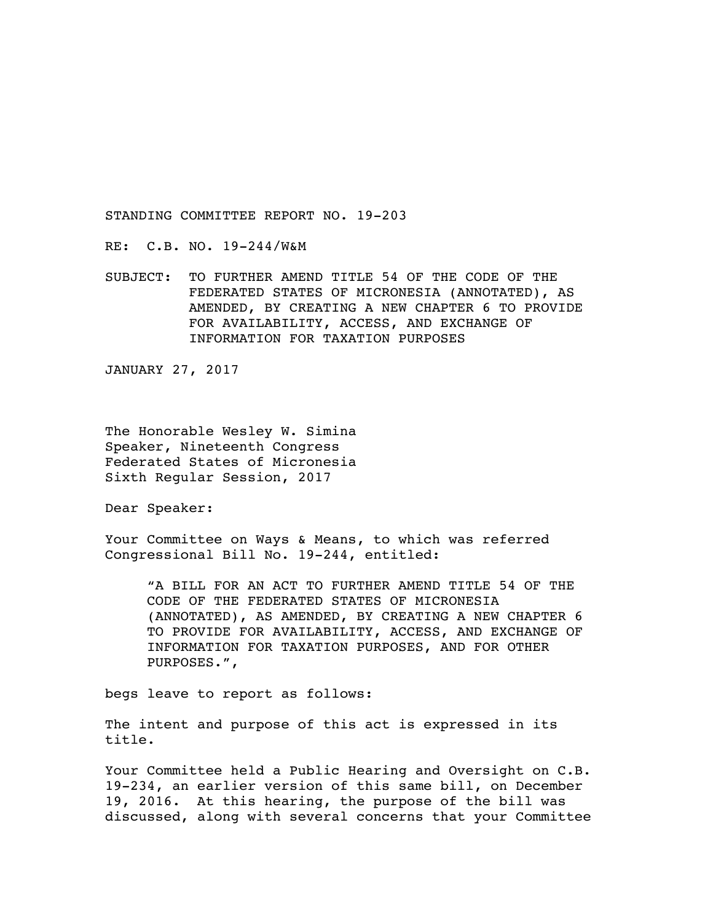STANDING COMMITTEE REPORT NO. 19-203

RE: C.B. NO. 19-244/W&M

SUBJECT: TO FURTHER AMEND TITLE 54 OF THE CODE OF THE FEDERATED STATES OF MICRONESIA (ANNOTATED), AS AMENDED, BY CREATING A NEW CHAPTER 6 TO PROVIDE FOR AVAILABILITY, ACCESS, AND EXCHANGE OF INFORMATION FOR TAXATION PURPOSES

JANUARY 27, 2017

The Honorable Wesley W. Simina
Speaker, Nineteenth Congress
Federated States of Micronesia
Sixth Regular Session, 2017

Dear Speaker:

Your Committee on Ways & Means, to which was referred Congressional Bill No. 19-244, entitled:

> "A BILL FOR AN ACT TO FURTHER AMEND TITLE 54 OF THE CODE OF THE FEDERATED STATES OF MICRONESIA (ANNOTATED), AS AMENDED, BY CREATING A NEW CHAPTER 6 TO PROVIDE FOR AVAILABILITY, ACCESS, AND EXCHANGE OF INFORMATION FOR TAXATION PURPOSES, AND FOR OTHER PURPOSES.",

begs leave to report as follows:

The intent and purpose of this act is expressed in its title.

Your Committee held a Public Hearing and Oversight on C.B. 19-234, an earlier version of this same bill, on December 19, 2016. At this hearing, the purpose of the bill was discussed, along with several concerns that your Committee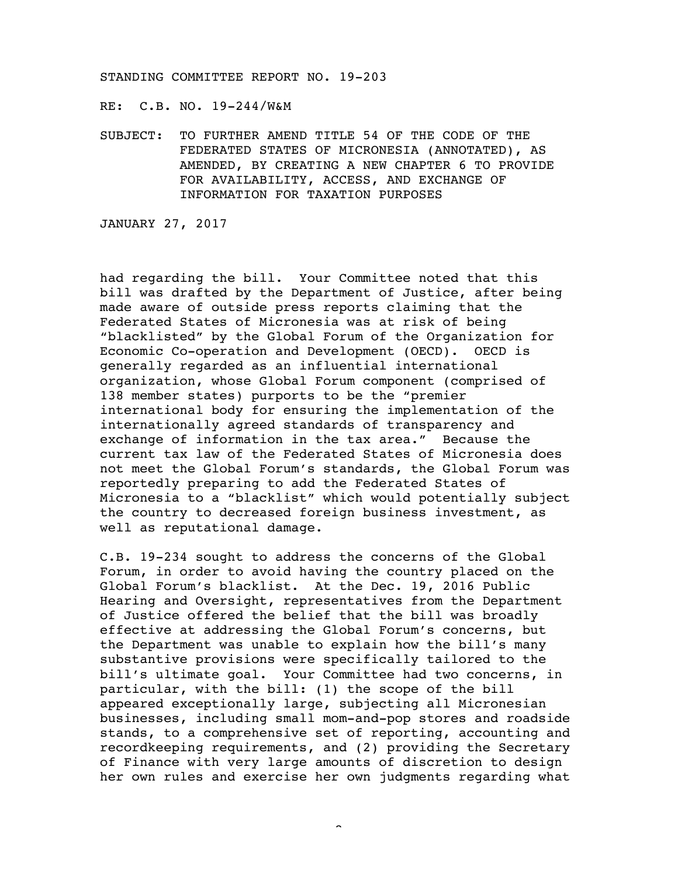STANDING COMMITTEE REPORT NO. 19-203

RE: C.B. NO. 19-244/W&M

SUBJECT: TO FURTHER AMEND TITLE 54 OF THE CODE OF THE FEDERATED STATES OF MICRONESIA (ANNOTATED), AS AMENDED, BY CREATING A NEW CHAPTER 6 TO PROVIDE FOR AVAILABILITY, ACCESS, AND EXCHANGE OF INFORMATION FOR TAXATION PURPOSES

JANUARY 27, 2017

had regarding the bill. Your Committee noted that this bill was drafted by the Department of Justice, after being made aware of outside press reports claiming that the Federated States of Micronesia was at risk of being "blacklisted" by the Global Forum of the Organization for Economic Co-operation and Development (OECD). OECD is generally regarded as an influential international organization, whose Global Forum component (comprised of 138 member states) purports to be the "premier international body for ensuring the implementation of the internationally agreed standards of transparency and exchange of information in the tax area." Because the current tax law of the Federated States of Micronesia does not meet the Global Forum's standards, the Global Forum was reportedly preparing to add the Federated States of Micronesia to a "blacklist" which would potentially subject the country to decreased foreign business investment, as well as reputational damage.

C.B. 19-234 sought to address the concerns of the Global Forum, in order to avoid having the country placed on the Global Forum's blacklist. At the Dec. 19, 2016 Public Hearing and Oversight, representatives from the Department of Justice offered the belief that the bill was broadly effective at addressing the Global Forum's concerns, but the Department was unable to explain how the bill's many substantive provisions were specifically tailored to the bill's ultimate goal. Your Committee had two concerns, in particular, with the bill: (1) the scope of the bill appeared exceptionally large, subjecting all Micronesian businesses, including small mom-and-pop stores and roadside stands, to a comprehensive set of reporting, accounting and recordkeeping requirements, and (2) providing the Secretary of Finance with very large amounts of discretion to design her own rules and exercise her own judgments regarding what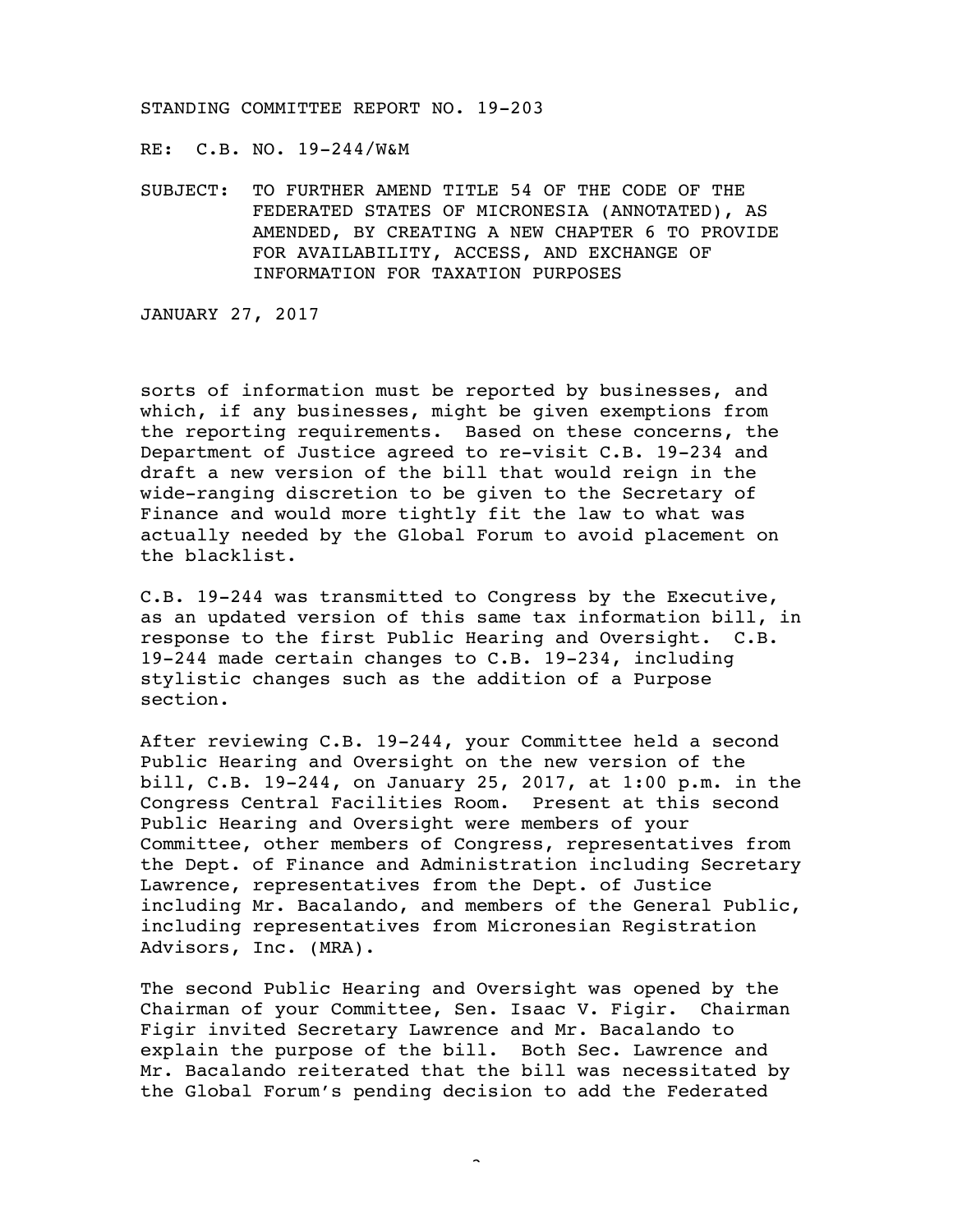STANDING COMMITTEE REPORT NO. 19-203

RE: C.B. NO. 19-244/W&M

SUBJECT: TO FURTHER AMEND TITLE 54 OF THE CODE OF THE FEDERATED STATES OF MICRONESIA (ANNOTATED), AS AMENDED, BY CREATING A NEW CHAPTER 6 TO PROVIDE FOR AVAILABILITY, ACCESS, AND EXCHANGE OF INFORMATION FOR TAXATION PURPOSES

JANUARY 27, 2017

sorts of information must be reported by businesses, and which, if any businesses, might be given exemptions from the reporting requirements. Based on these concerns, the Department of Justice agreed to re-visit C.B. 19-234 and draft a new version of the bill that would reign in the wide-ranging discretion to be given to the Secretary of Finance and would more tightly fit the law to what was actually needed by the Global Forum to avoid placement on the blacklist.

C.B. 19-244 was transmitted to Congress by the Executive, as an updated version of this same tax information bill, in response to the first Public Hearing and Oversight. C.B. 19-244 made certain changes to C.B. 19-234, including stylistic changes such as the addition of a Purpose section.

After reviewing C.B. 19-244, your Committee held a second Public Hearing and Oversight on the new version of the bill, C.B. 19-244, on January 25, 2017, at 1:00 p.m. in the Congress Central Facilities Room. Present at this second Public Hearing and Oversight were members of your Committee, other members of Congress, representatives from the Dept. of Finance and Administration including Secretary Lawrence, representatives from the Dept. of Justice including Mr. Bacalando, and members of the General Public, including representatives from Micronesian Registration Advisors, Inc. (MRA).

The second Public Hearing and Oversight was opened by the Chairman of your Committee, Sen. Isaac V. Figir. Chairman Figir invited Secretary Lawrence and Mr. Bacalando to explain the purpose of the bill. Both Sec. Lawrence and Mr. Bacalando reiterated that the bill was necessitated by the Global Forum's pending decision to add the Federated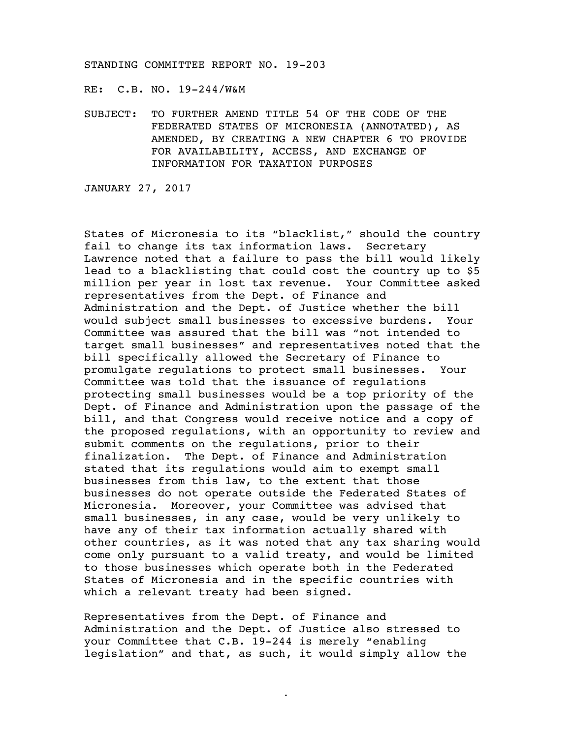STANDING COMMITTEE REPORT NO. 19-203

RE: C.B. NO. 19-244/W&M

SUBJECT: TO FURTHER AMEND TITLE 54 OF THE CODE OF THE FEDERATED STATES OF MICRONESIA (ANNOTATED), AS AMENDED, BY CREATING A NEW CHAPTER 6 TO PROVIDE FOR AVAILABILITY, ACCESS, AND EXCHANGE OF INFORMATION FOR TAXATION PURPOSES

JANUARY 27, 2017

States of Micronesia to its "blacklist," should the country fail to change its tax information laws. Secretary Lawrence noted that a failure to pass the bill would likely lead to a blacklisting that could cost the country up to $5 million per year in lost tax revenue. Your Committee asked representatives from the Dept. of Finance and Administration and the Dept. of Justice whether the bill would subject small businesses to excessive burdens. Your Committee was assured that the bill was "not intended to target small businesses" and representatives noted that the bill specifically allowed the Secretary of Finance to promulgate regulations to protect small businesses. Your Committee was told that the issuance of regulations protecting small businesses would be a top priority of the Dept. of Finance and Administration upon the passage of the bill, and that Congress would receive notice and a copy of the proposed regulations, with an opportunity to review and submit comments on the regulations, prior to their finalization. The Dept. of Finance and Administration stated that its regulations would aim to exempt small businesses from this law, to the extent that those businesses do not operate outside the Federated States of Micronesia. Moreover, your Committee was advised that small businesses, in any case, would be very unlikely to have any of their tax information actually shared with other countries, as it was noted that any tax sharing would come only pursuant to a valid treaty, and would be limited to those businesses which operate both in the Federated States of Micronesia and in the specific countries with which a relevant treaty had been signed.

Representatives from the Dept. of Finance and Administration and the Dept. of Justice also stressed to your Committee that C.B. 19-244 is merely "enabling legislation" and that, as such, it would simply allow the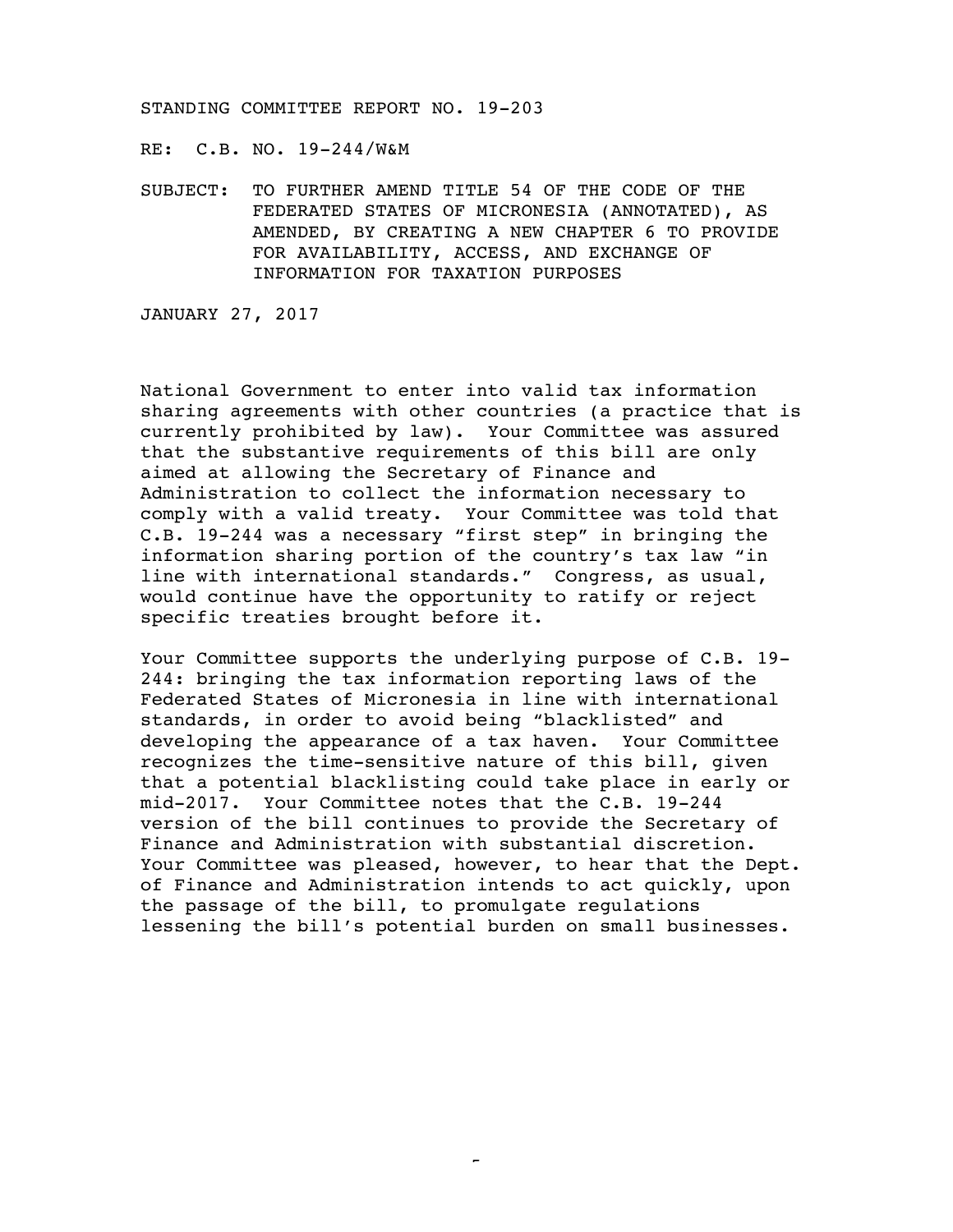STANDING COMMITTEE REPORT NO. 19-203

RE: C.B. NO. 19-244/W&M

SUBJECT: TO FURTHER AMEND TITLE 54 OF THE CODE OF THE FEDERATED STATES OF MICRONESIA (ANNOTATED), AS AMENDED, BY CREATING A NEW CHAPTER 6 TO PROVIDE FOR AVAILABILITY, ACCESS, AND EXCHANGE OF INFORMATION FOR TAXATION PURPOSES

JANUARY 27, 2017

National Government to enter into valid tax information sharing agreements with other countries (a practice that is currently prohibited by law). Your Committee was assured that the substantive requirements of this bill are only aimed at allowing the Secretary of Finance and Administration to collect the information necessary to comply with a valid treaty. Your Committee was told that C.B. 19-244 was a necessary "first step" in bringing the information sharing portion of the country's tax law "in line with international standards." Congress, as usual, would continue have the opportunity to ratify or reject specific treaties brought before it.

Your Committee supports the underlying purpose of C.B. 19-244: bringing the tax information reporting laws of the Federated States of Micronesia in line with international standards, in order to avoid being "blacklisted" and developing the appearance of a tax haven. Your Committee recognizes the time-sensitive nature of this bill, given that a potential blacklisting could take place in early or mid-2017. Your Committee notes that the C.B. 19-244 version of the bill continues to provide the Secretary of Finance and Administration with substantial discretion. Your Committee was pleased, however, to hear that the Dept. of Finance and Administration intends to act quickly, upon the passage of the bill, to promulgate regulations lessening the bill's potential burden on small businesses.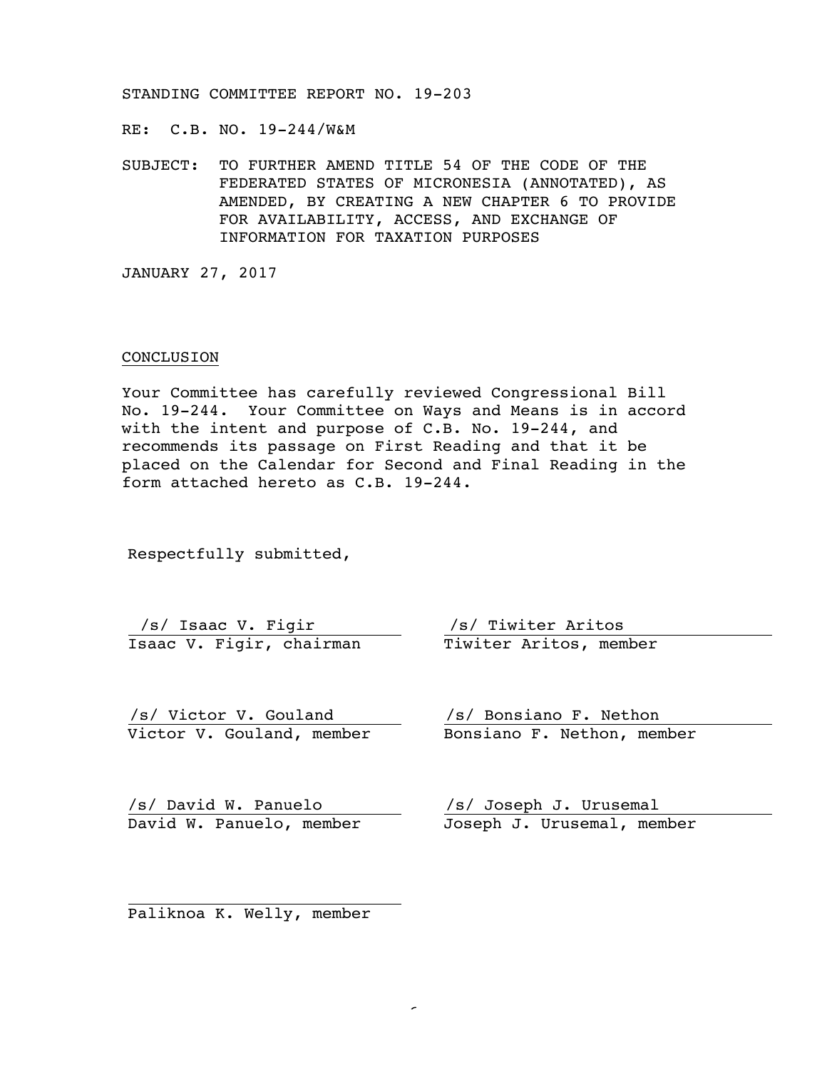STANDING COMMITTEE REPORT NO. 19-203

RE: C.B. NO. 19-244/W&M

SUBJECT: TO FURTHER AMEND TITLE 54 OF THE CODE OF THE FEDERATED STATES OF MICRONESIA (ANNOTATED), AS AMENDED, BY CREATING A NEW CHAPTER 6 TO PROVIDE FOR AVAILABILITY, ACCESS, AND EXCHANGE OF INFORMATION FOR TAXATION PURPOSES

JANUARY 27, 2017

## CONCLUSION

Your Committee has carefully reviewed Congressional Bill No. 19-244. Your Committee on Ways and Means is in accord with the intent and purpose of C.B. No. 19-244, and recommends its passage on First Reading and that it be placed on the Calendar for Second and Final Reading in the form attached hereto as C.B. 19-244.

Respectfully submitted,

/s/ Isaac V. Figir
Isaac V. Figir, chairman

/s/ Tiwiter Aritos
Tiwiter Aritos, member

/s/ Victor V. Gouland
Victor V. Gouland, member

/s/ Bonsiano F. Nethon
Bonsiano F. Nethon, member

/s/ David W. Panuelo
David W. Panuelo, member

/s/ Joseph J. Urusemal
Joseph J. Urusemal, member

Paliknoa K. Welly, member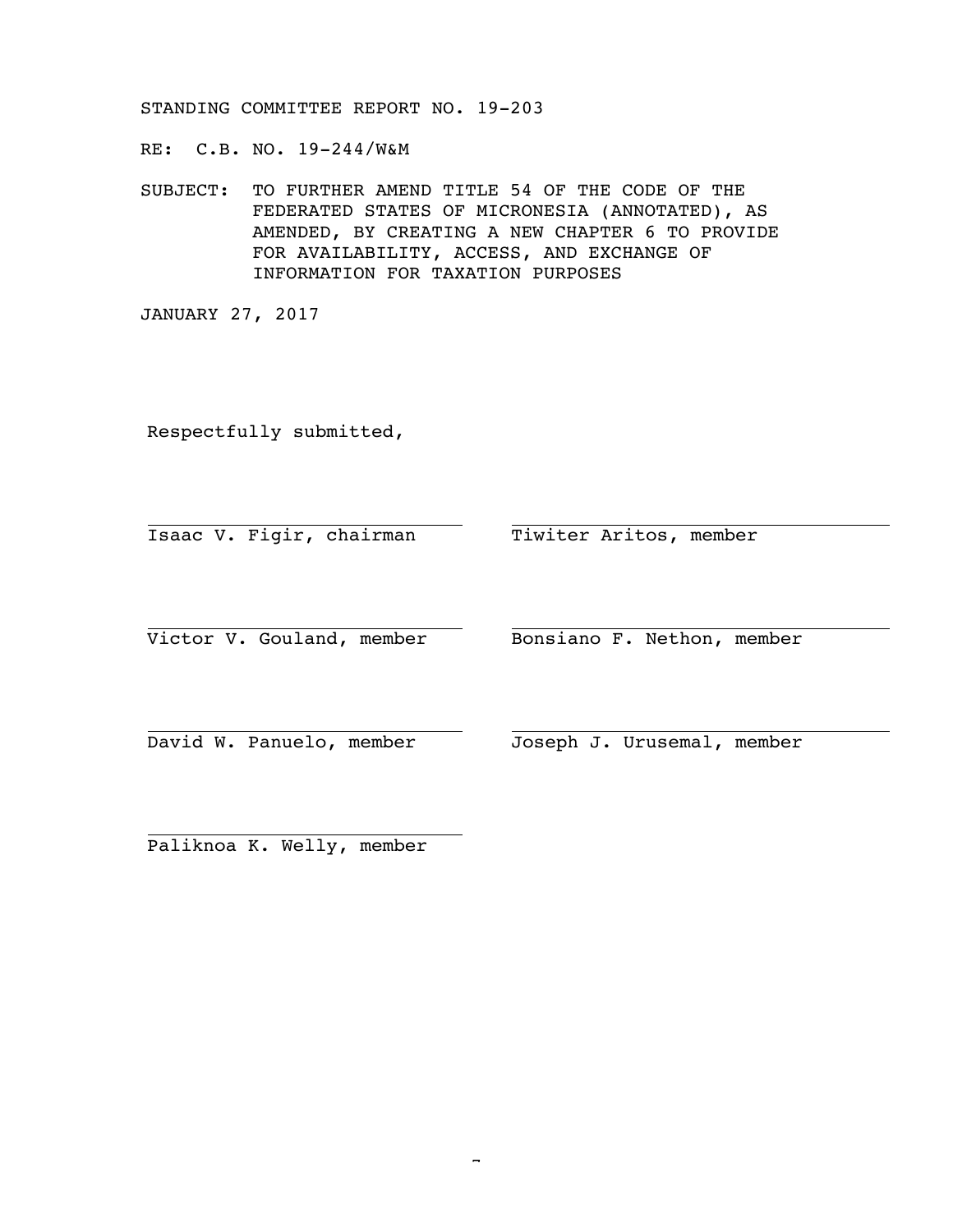STANDING COMMITTEE REPORT NO. 19-203

RE: C.B. NO. 19-244/W&M

SUBJECT: TO FURTHER AMEND TITLE 54 OF THE CODE OF THE FEDERATED STATES OF MICRONESIA (ANNOTATED), AS AMENDED, BY CREATING A NEW CHAPTER 6 TO PROVIDE FOR AVAILABILITY, ACCESS, AND EXCHANGE OF INFORMATION FOR TAXATION PURPOSES

JANUARY 27, 2017

Respectfully submitted,

| | |
|---|---|
| Isaac V. Figir, chairman | Tiwiter Aritos, member |
| Victor V. Gouland, member | Bonsiano F. Nethon, member |
| David W. Panuelo, member | Joseph J. Urusemal, member |
| Paliknoa K. Welly, member | |